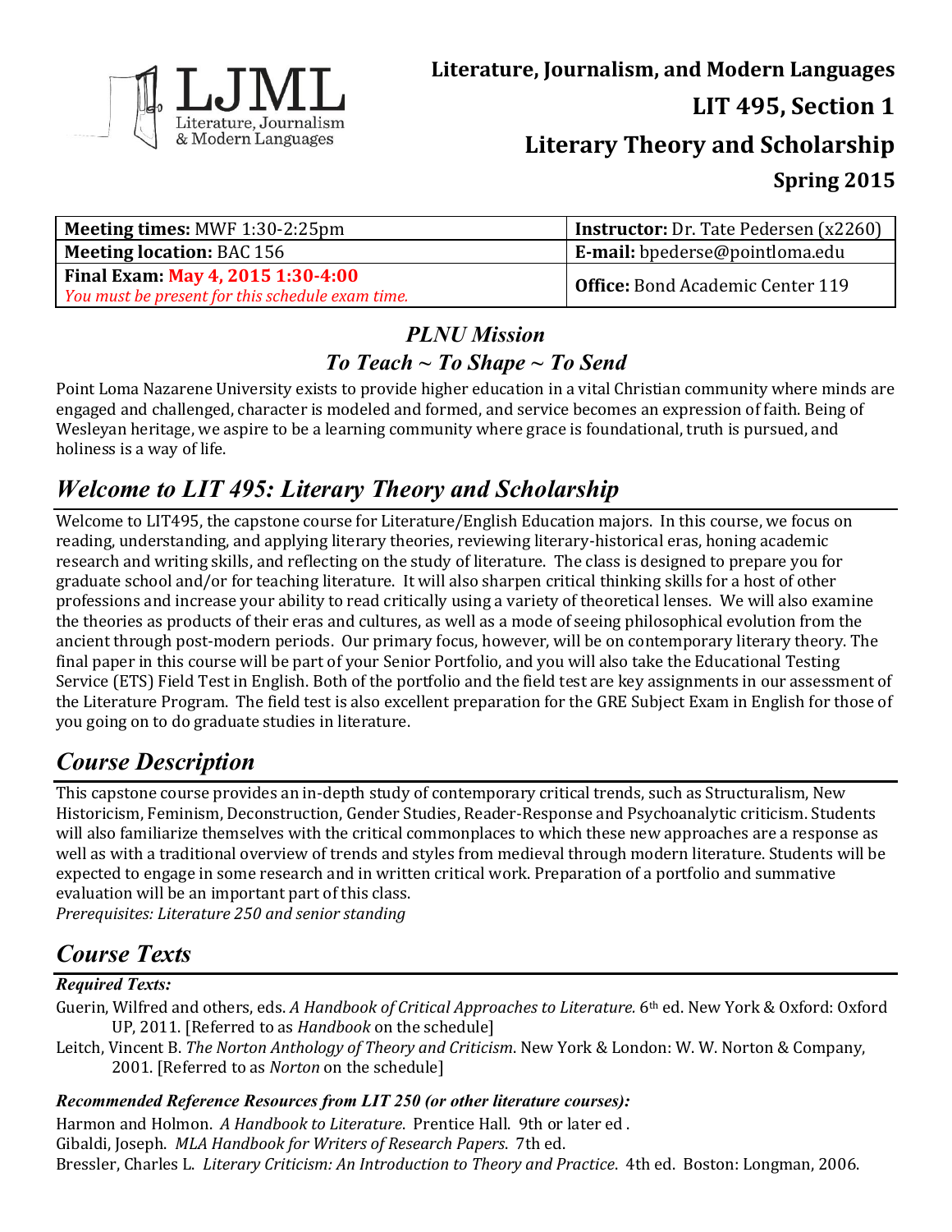**Literature, Journalism, and Modern Languages**

# LIT 495, Section 1

# Literary Theory and Scholarship

## Spring 2015

| **Meeting times:** MWF 1:30-2:25pm | **Instructor:** Dr. Tate Pedersen (x2260) |
|---|---|
| **Meeting location:** BAC 156 | **E-mail:** bpederse@pointloma.edu |
| **Final Exam: May 4, 2015 1:30-4:00** *You must be present for this schedule exam time.* | **Office:** Bond Academic Center 119 |

### *PLNU Mission*

### *To Teach ~ To Shape ~ To Send*

Point Loma Nazarene University exists to provide higher education in a vital Christian community where minds are engaged and challenged, character is modeled and formed, and service becomes an expression of faith. Being of Wesleyan heritage, we aspire to be a learning community where grace is foundational, truth is pursued, and holiness is a way of life.

## *Welcome to LIT 495: Literary Theory and Scholarship*

Welcome to LIT495, the capstone course for Literature/English Education majors. In this course, we focus on reading, understanding, and applying literary theories, reviewing literary-historical eras, honing academic research and writing skills, and reflecting on the study of literature. The class is designed to prepare you for graduate school and/or for teaching literature. It will also sharpen critical thinking skills for a host of other professions and increase your ability to read critically using a variety of theoretical lenses. We will also examine the theories as products of their eras and cultures, as well as a mode of seeing philosophical evolution from the ancient through post-modern periods. Our primary focus, however, will be on contemporary literary theory. The final paper in this course will be part of your Senior Portfolio, and you will also take the Educational Testing Service (ETS) Field Test in English. Both of the portfolio and the field test are key assignments in our assessment of the Literature Program. The field test is also excellent preparation for the GRE Subject Exam in English for those of you going on to do graduate studies in literature.

## *Course Description*

This capstone course provides an in-depth study of contemporary critical trends, such as Structuralism, New Historicism, Feminism, Deconstruction, Gender Studies, Reader-Response and Psychoanalytic criticism. Students will also familiarize themselves with the critical commonplaces to which these new approaches are a response as well as with a traditional overview of trends and styles from medieval through modern literature. Students will be expected to engage in some research and in written critical work. Preparation of a portfolio and summative evaluation will be an important part of this class.

*Prerequisites: Literature 250 and senior standing*

## *Course Texts*

***Required Texts:***

Guerin, Wilfred and others, eds. *A Handbook of Critical Approaches to Literature.* 6th ed. New York & Oxford: Oxford UP, 2011. [Referred to as *Handbook* on the schedule]

Leitch, Vincent B. *The Norton Anthology of Theory and Criticism*. New York & London: W. W. Norton & Company, 2001. [Referred to as *Norton* on the schedule]

***Recommended Reference Resources from LIT 250 (or other literature courses):***

Harmon and Holmon. *A Handbook to Literature*. Prentice Hall. 9th or later ed .

Gibaldi, Joseph. *MLA Handbook for Writers of Research Papers*. 7th ed.

Bressler, Charles L. *Literary Criticism: An Introduction to Theory and Practice*. 4th ed. Boston: Longman, 2006.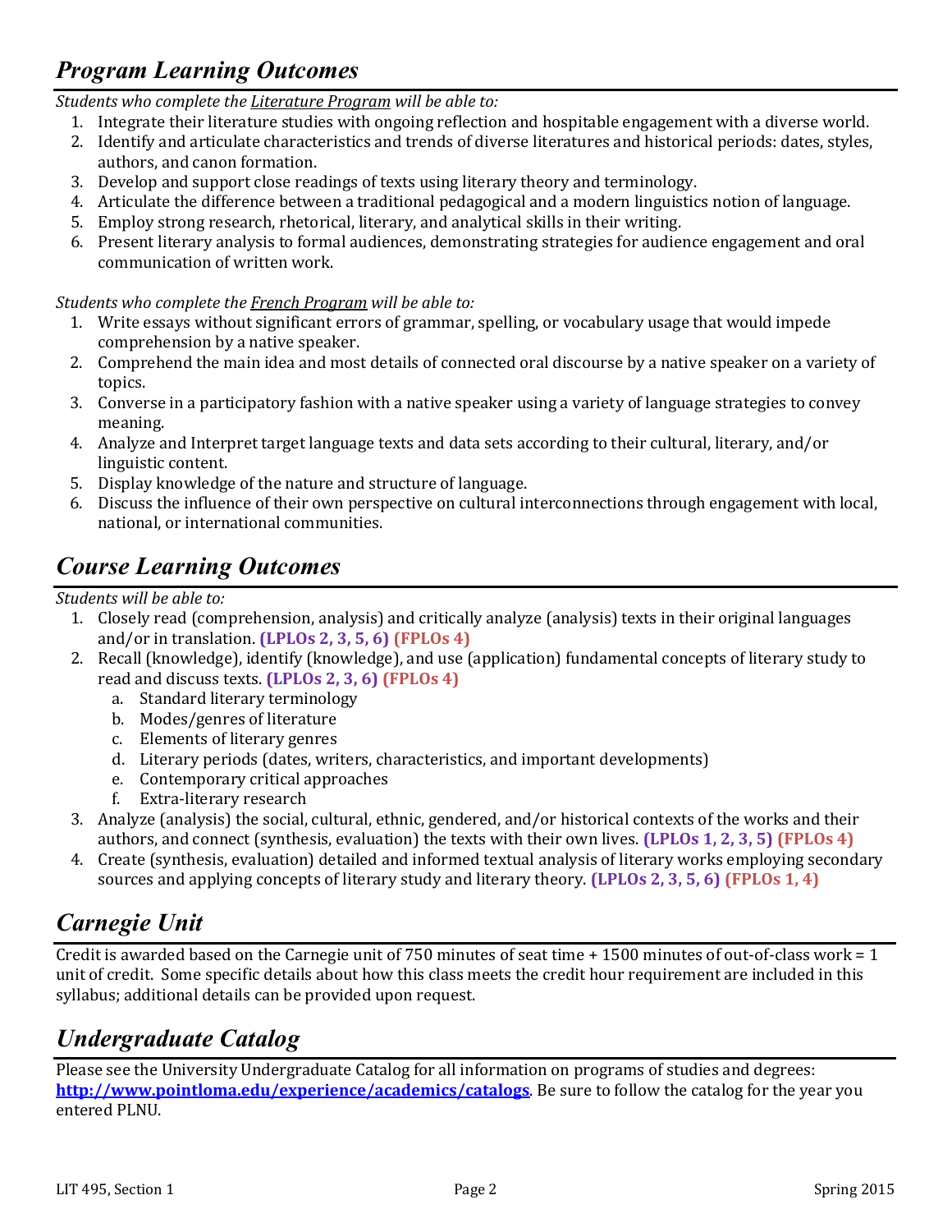## *Program Learning Outcomes*

*Students who complete the Literature Program will be able to:*

1. Integrate their literature studies with ongoing reflection and hospitable engagement with a diverse world.
2. Identify and articulate characteristics and trends of diverse literatures and historical periods: dates, styles, authors, and canon formation.
3. Develop and support close readings of texts using literary theory and terminology.
4. Articulate the difference between a traditional pedagogical and a modern linguistics notion of language.
5. Employ strong research, rhetorical, literary, and analytical skills in their writing.
6. Present literary analysis to formal audiences, demonstrating strategies for audience engagement and oral communication of written work.

*Students who complete the French Program will be able to:*

1. Write essays without significant errors of grammar, spelling, or vocabulary usage that would impede comprehension by a native speaker.
2. Comprehend the main idea and most details of connected oral discourse by a native speaker on a variety of topics.
3. Converse in a participatory fashion with a native speaker using a variety of language strategies to convey meaning.
4. Analyze and Interpret target language texts and data sets according to their cultural, literary, and/or linguistic content.
5. Display knowledge of the nature and structure of language.
6. Discuss the influence of their own perspective on cultural interconnections through engagement with local, national, or international communities.

## *Course Learning Outcomes*

*Students will be able to:*

1. Closely read (comprehension, analysis) and critically analyze (analysis) texts in their original languages and/or in translation. **(LPLOs 2, 3, 5, 6) (FPLOs 4)**
2. Recall (knowledge), identify (knowledge), and use (application) fundamental concepts of literary study to read and discuss texts. **(LPLOs 2, 3, 6) (FPLOs 4)**
   a. Standard literary terminology
   b. Modes/genres of literature
   c. Elements of literary genres
   d. Literary periods (dates, writers, characteristics, and important developments)
   e. Contemporary critical approaches
   f. Extra-literary research
3. Analyze (analysis) the social, cultural, ethnic, gendered, and/or historical contexts of the works and their authors, and connect (synthesis, evaluation) the texts with their own lives. **(LPLOs 1, 2, 3, 5) (FPLOs 4)**
4. Create (synthesis, evaluation) detailed and informed textual analysis of literary works employing secondary sources and applying concepts of literary study and literary theory. **(LPLOs 2, 3, 5, 6) (FPLOs 1, 4)**

## *Carnegie Unit*

Credit is awarded based on the Carnegie unit of 750 minutes of seat time + 1500 minutes of out-of-class work = 1 unit of credit. Some specific details about how this class meets the credit hour requirement are included in this syllabus; additional details can be provided upon request.

## *Undergraduate Catalog*

Please see the University Undergraduate Catalog for all information on programs of studies and degrees: **http://www.pointloma.edu/experience/academics/catalogs**. Be sure to follow the catalog for the year you entered PLNU.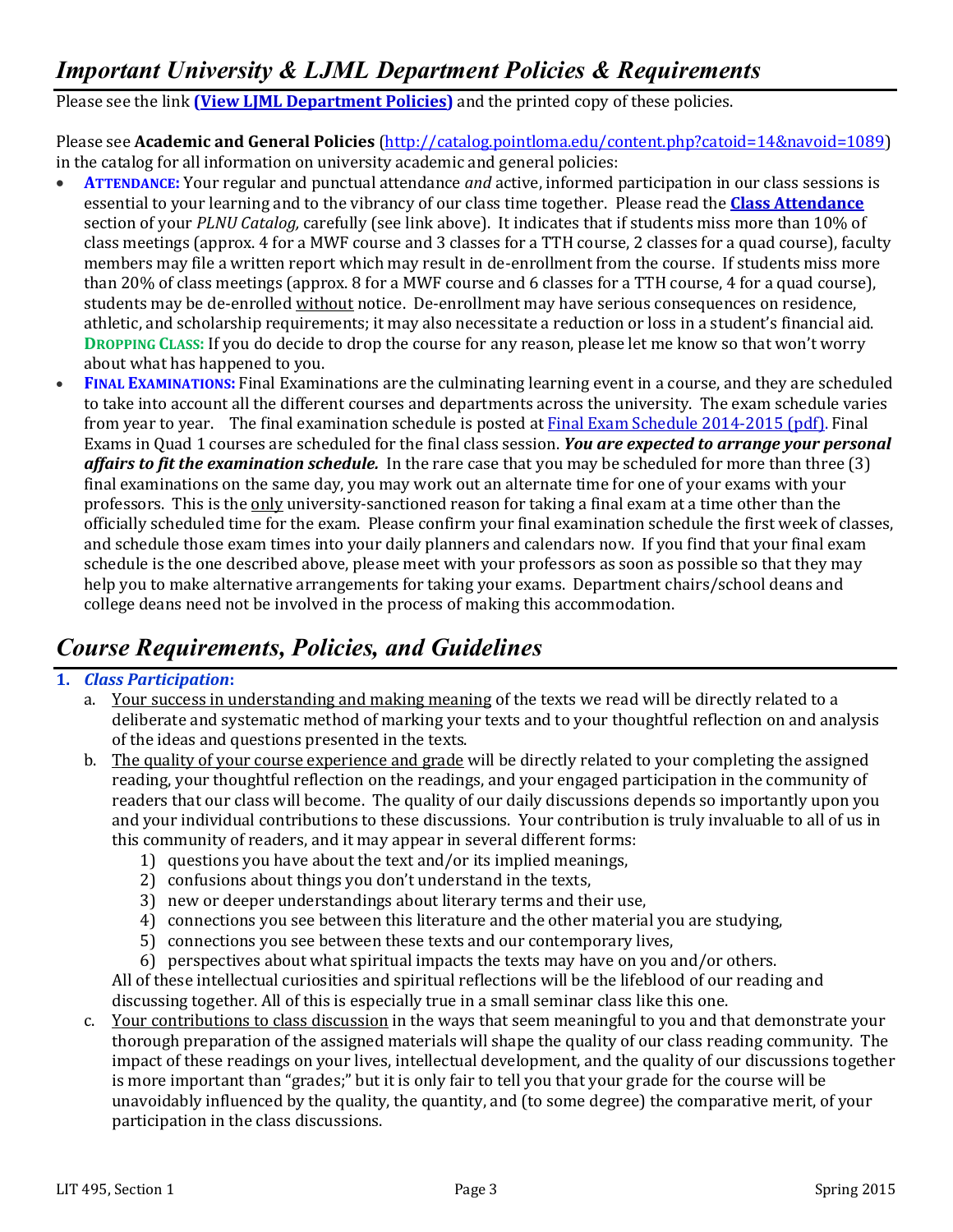## *Important University & LJML Department Policies & Requirements*

Please see the link **(View LJML Department Policies)** and the printed copy of these policies.

Please see **Academic and General Policies** (http://catalog.pointloma.edu/content.php?catoid=14&navoid=1089) in the catalog for all information on university academic and general policies:

- **ATTENDANCE:** Your regular and punctual attendance *and* active, informed participation in our class sessions is essential to your learning and to the vibrancy of our class time together. Please read the **Class Attendance** section of your *PLNU Catalog,* carefully (see link above). It indicates that if students miss more than 10% of class meetings (approx. 4 for a MWF course and 3 classes for a TTH course, 2 classes for a quad course), faculty members may file a written report which may result in de-enrollment from the course. If students miss more than 20% of class meetings (approx. 8 for a MWF course and 6 classes for a TTH course, 4 for a quad course), students may be de-enrolled without notice. De-enrollment may have serious consequences on residence, athletic, and scholarship requirements; it may also necessitate a reduction or loss in a student's financial aid. **DROPPING CLASS:** If you do decide to drop the course for any reason, please let me know so that won't worry about what has happened to you.
- **FINAL EXAMINATIONS:** Final Examinations are the culminating learning event in a course, and they are scheduled to take into account all the different courses and departments across the university. The exam schedule varies from year to year. The final examination schedule is posted at Final Exam Schedule 2014-2015 (pdf). Final Exams in Quad 1 courses are scheduled for the final class session. ***You are expected to arrange your personal affairs to fit the examination schedule.*** In the rare case that you may be scheduled for more than three (3) final examinations on the same day, you may work out an alternate time for one of your exams with your professors. This is the only university-sanctioned reason for taking a final exam at a time other than the officially scheduled time for the exam. Please confirm your final examination schedule the first week of classes, and schedule those exam times into your daily planners and calendars now. If you find that your final exam schedule is the one described above, please meet with your professors as soon as possible so that they may help you to make alternative arrangements for taking your exams. Department chairs/school deans and college deans need not be involved in the process of making this accommodation.

## *Course Requirements, Policies, and Guidelines*

1. ***Class Participation*:**
   a. Your success in understanding and making meaning of the texts we read will be directly related to a deliberate and systematic method of marking your texts and to your thoughtful reflection on and analysis of the ideas and questions presented in the texts.
   b. The quality of your course experience and grade will be directly related to your completing the assigned reading, your thoughtful reflection on the readings, and your engaged participation in the community of readers that our class will become. The quality of our daily discussions depends so importantly upon you and your individual contributions to these discussions. Your contribution is truly invaluable to all of us in this community of readers, and it may appear in several different forms:
      1) questions you have about the text and/or its implied meanings,
      2) confusions about things you don't understand in the texts,
      3) new or deeper understandings about literary terms and their use,
      4) connections you see between this literature and the other material you are studying,
      5) connections you see between these texts and our contemporary lives,
      6) perspectives about what spiritual impacts the texts may have on you and/or others.

      All of these intellectual curiosities and spiritual reflections will be the lifeblood of our reading and discussing together. All of this is especially true in a small seminar class like this one.
   c. Your contributions to class discussion in the ways that seem meaningful to you and that demonstrate your thorough preparation of the assigned materials will shape the quality of our class reading community. The impact of these readings on your lives, intellectual development, and the quality of our discussions together is more important than "grades;" but it is only fair to tell you that your grade for the course will be unavoidably influenced by the quality, the quantity, and (to some degree) the comparative merit, of your participation in the class discussions.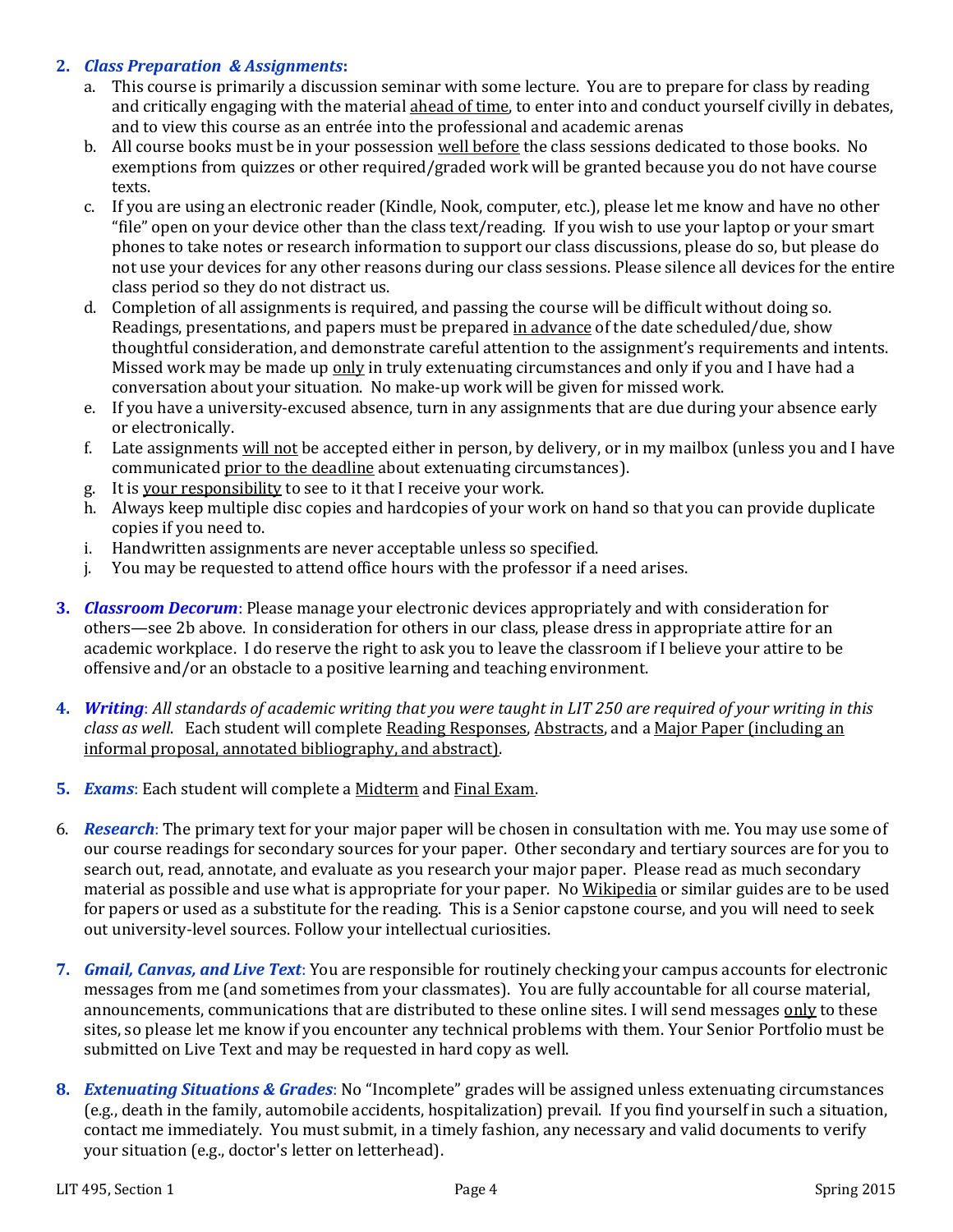2. ***Class Preparation & Assignments*:**
    a. This course is primarily a discussion seminar with some lecture. You are to prepare for class by reading and critically engaging with the material ahead of time, to enter into and conduct yourself civilly in debates, and to view this course as an entrée into the professional and academic arenas
    b. All course books must be in your possession well before the class sessions dedicated to those books. No exemptions from quizzes or other required/graded work will be granted because you do not have course texts.
    c. If you are using an electronic reader (Kindle, Nook, computer, etc.), please let me know and have no other "file" open on your device other than the class text/reading. If you wish to use your laptop or your smart phones to take notes or research information to support our class discussions, please do so, but please do not use your devices for any other reasons during our class sessions. Please silence all devices for the entire class period so they do not distract us.
    d. Completion of all assignments is required, and passing the course will be difficult without doing so. Readings, presentations, and papers must be prepared in advance of the date scheduled/due, show thoughtful consideration, and demonstrate careful attention to the assignment's requirements and intents. Missed work may be made up only in truly extenuating circumstances and only if you and I have had a conversation about your situation. No make-up work will be given for missed work.
    e. If you have a university-excused absence, turn in any assignments that are due during your absence early or electronically.
    f. Late assignments will not be accepted either in person, by delivery, or in my mailbox (unless you and I have communicated prior to the deadline about extenuating circumstances).
    g. It is your responsibility to see to it that I receive your work.
    h. Always keep multiple disc copies and hardcopies of your work on hand so that you can provide duplicate copies if you need to.
    i. Handwritten assignments are never acceptable unless so specified.
    j. You may be requested to attend office hours with the professor if a need arises.

3. ***Classroom Decorum***: Please manage your electronic devices appropriately and with consideration for others—see 2b above. In consideration for others in our class, please dress in appropriate attire for an academic workplace. I do reserve the right to ask you to leave the classroom if I believe your attire to be offensive and/or an obstacle to a positive learning and teaching environment.

4. ***Writing***: *All standards of academic writing that you were taught in LIT 250 are required of your writing in this class as well*. Each student will complete Reading Responses, Abstracts, and a Major Paper (including an informal proposal, annotated bibliography, and abstract).

5. ***Exams***: Each student will complete a Midterm and Final Exam.

6. ***Research***: The primary text for your major paper will be chosen in consultation with me. You may use some of our course readings for secondary sources for your paper. Other secondary and tertiary sources are for you to search out, read, annotate, and evaluate as you research your major paper. Please read as much secondary material as possible and use what is appropriate for your paper. No Wikipedia or similar guides are to be used for papers or used as a substitute for the reading. This is a Senior capstone course, and you will need to seek out university-level sources. Follow your intellectual curiosities.

7. ***Gmail, Canvas, and Live Text***: You are responsible for routinely checking your campus accounts for electronic messages from me (and sometimes from your classmates). You are fully accountable for all course material, announcements, communications that are distributed to these online sites. I will send messages only to these sites, so please let me know if you encounter any technical problems with them. Your Senior Portfolio must be submitted on Live Text and may be requested in hard copy as well.

8. ***Extenuating Situations & Grades***: No "Incomplete" grades will be assigned unless extenuating circumstances (e.g., death in the family, automobile accidents, hospitalization) prevail. If you find yourself in such a situation, contact me immediately. You must submit, in a timely fashion, any necessary and valid documents to verify your situation (e.g., doctor's letter on letterhead).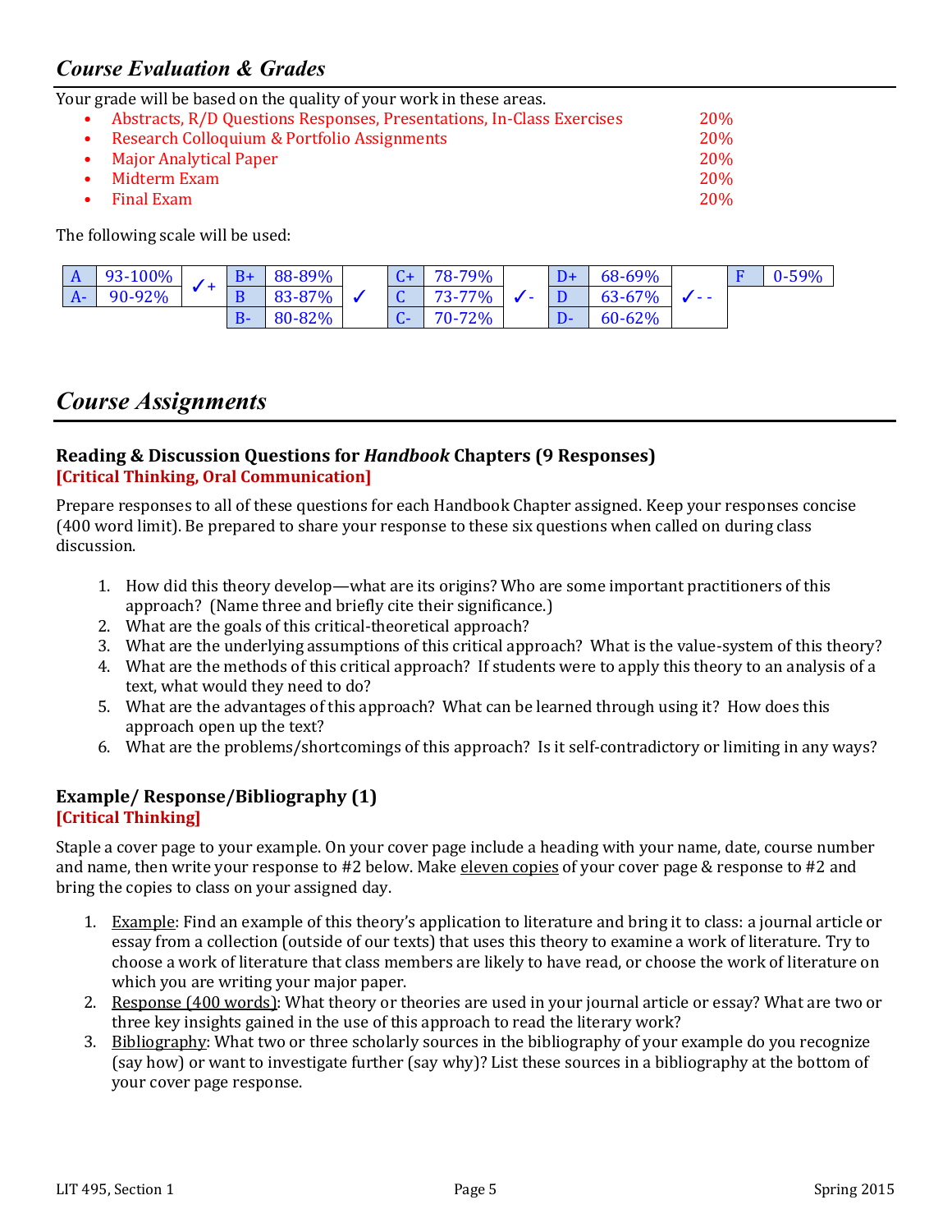## *Course Evaluation & Grades*

Your grade will be based on the quality of your work in these areas.

- Abstracts, R/D Questions Responses, Presentations, In-Class Exercises 20%
- Research Colloquium & Portfolio Assignments 20%
- Major Analytical Paper 20%
- Midterm Exam 20%
- Final Exam 20%

The following scale will be used:

| | | | | | | | | | | | | | | |
|---|---|---|---|---|---|---|---|---|---|---|---|---|---|---|
| A | 93-100% | ✓+ | B+ | 88-89% | ✓ | C+ | 78-79% | ✓- | D+ | 68-69% | ✓- - | F | 0-59% |
| A- | 90-92% | | B | 83-87% | | C | 73-77% | | D | 63-67% | | | |
| | | | B- | 80-82% | | C- | 70-72% | | D- | 60-62% | | | |

## *Course Assignments*

### Reading & Discussion Questions for *Handbook* Chapters (9 Responses)

**[Critical Thinking, Oral Communication]**

Prepare responses to all of these questions for each Handbook Chapter assigned. Keep your responses concise (400 word limit). Be prepared to share your response to these six questions when called on during class discussion.

1. How did this theory develop—what are its origins? Who are some important practitioners of this approach? (Name three and briefly cite their significance.)
2. What are the goals of this critical-theoretical approach?
3. What are the underlying assumptions of this critical approach? What is the value-system of this theory?
4. What are the methods of this critical approach? If students were to apply this theory to an analysis of a text, what would they need to do?
5. What are the advantages of this approach? What can be learned through using it? How does this approach open up the text?
6. What are the problems/shortcomings of this approach? Is it self-contradictory or limiting in any ways?

### Example/ Response/Bibliography (1)

**[Critical Thinking]**

Staple a cover page to your example. On your cover page include a heading with your name, date, course number and name, then write your response to #2 below. Make eleven copies of your cover page & response to #2 and bring the copies to class on your assigned day.

1. Example: Find an example of this theory's application to literature and bring it to class: a journal article or essay from a collection (outside of our texts) that uses this theory to examine a work of literature. Try to choose a work of literature that class members are likely to have read, or choose the work of literature on which you are writing your major paper.
2. Response (400 words): What theory or theories are used in your journal article or essay? What are two or three key insights gained in the use of this approach to read the literary work?
3. Bibliography: What two or three scholarly sources in the bibliography of your example do you recognize (say how) or want to investigate further (say why)? List these sources in a bibliography at the bottom of your cover page response.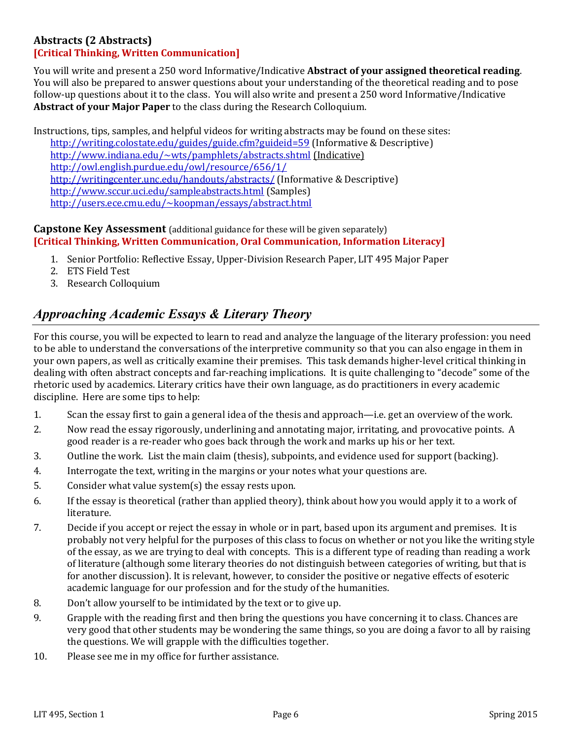### Abstracts (2 Abstracts)

**[Critical Thinking, Written Communication]**

You will write and present a 250 word Informative/Indicative **Abstract of your assigned theoretical reading**. You will also be prepared to answer questions about your understanding of the theoretical reading and to pose follow-up questions about it to the class. You will also write and present a 250 word Informative/Indicative **Abstract of your Major Paper** to the class during the Research Colloquium.

Instructions, tips, samples, and helpful videos for writing abstracts may be found on these sites:

- http://writing.colostate.edu/guides/guide.cfm?guideid=59 (Informative & Descriptive)
- http://www.indiana.edu/~wts/pamphlets/abstracts.shtml (Indicative)
- http://owl.english.purdue.edu/owl/resource/656/1/
- http://writingcenter.unc.edu/handouts/abstracts/ (Informative & Descriptive)
- http://www.sccur.uci.edu/sampleabstracts.html (Samples)
- http://users.ece.cmu.edu/~koopman/essays/abstract.html

**Capstone Key Assessment** (additional guidance for these will be given separately)

**[Critical Thinking, Written Communication, Oral Communication, Information Literacy]**

1. Senior Portfolio: Reflective Essay, Upper-Division Research Paper, LIT 495 Major Paper
2. ETS Field Test
3. Research Colloquium

## *Approaching Academic Essays & Literary Theory*

For this course, you will be expected to learn to read and analyze the language of the literary profession: you need to be able to understand the conversations of the interpretive community so that you can also engage in them in your own papers, as well as critically examine their premises. This task demands higher-level critical thinking in dealing with often abstract concepts and far-reaching implications. It is quite challenging to "decode" some of the rhetoric used by academics. Literary critics have their own language, as do practitioners in every academic discipline. Here are some tips to help:

1. Scan the essay first to gain a general idea of the thesis and approach—i.e. get an overview of the work.
2. Now read the essay rigorously, underlining and annotating major, irritating, and provocative points. A good reader is a re-reader who goes back through the work and marks up his or her text.
3. Outline the work. List the main claim (thesis), subpoints, and evidence used for support (backing).
4. Interrogate the text, writing in the margins or your notes what your questions are.
5. Consider what value system(s) the essay rests upon.
6. If the essay is theoretical (rather than applied theory), think about how you would apply it to a work of literature.
7. Decide if you accept or reject the essay in whole or in part, based upon its argument and premises. It is probably not very helpful for the purposes of this class to focus on whether or not you like the writing style of the essay, as we are trying to deal with concepts. This is a different type of reading than reading a work of literature (although some literary theories do not distinguish between categories of writing, but that is for another discussion). It is relevant, however, to consider the positive or negative effects of esoteric academic language for our profession and for the study of the humanities.
8. Don't allow yourself to be intimidated by the text or to give up.
9. Grapple with the reading first and then bring the questions you have concerning it to class. Chances are very good that other students may be wondering the same things, so you are doing a favor to all by raising the questions. We will grapple with the difficulties together.
10. Please see me in my office for further assistance.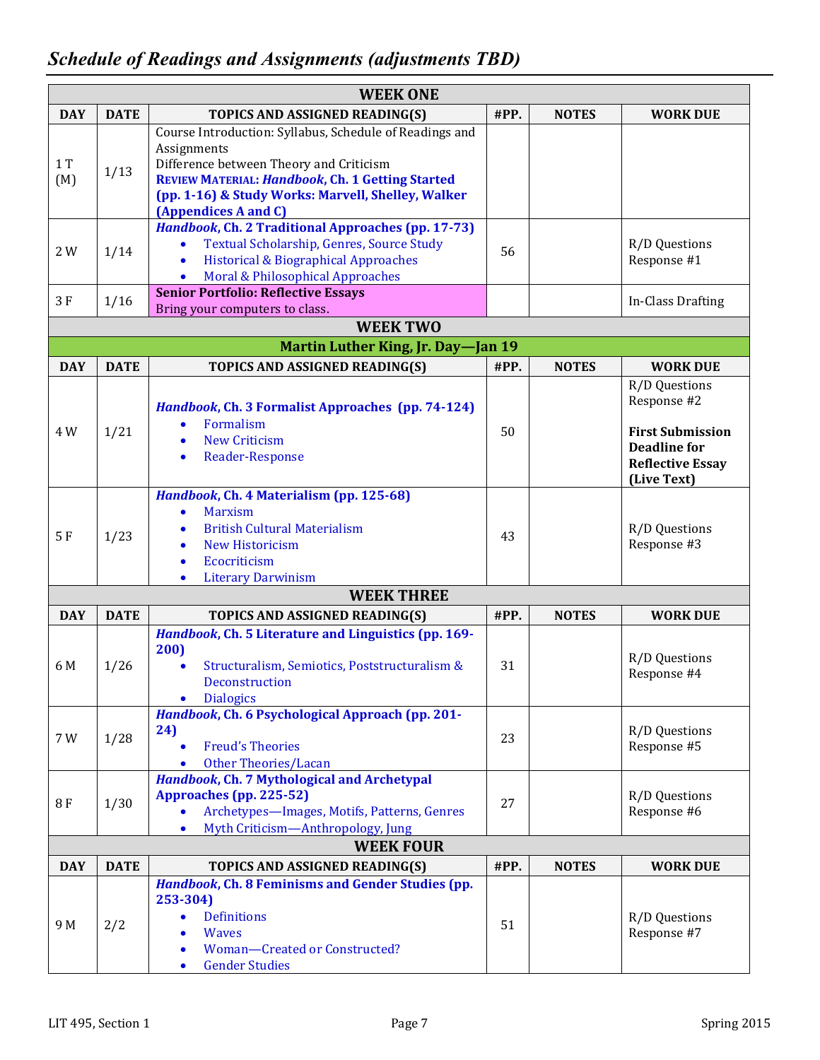## *Schedule of Readings and Assignments (adjustments TBD)*

| DAY | DATE | TOPICS AND ASSIGNED READING(S) | #PP. | NOTES | WORK DUE |
|---|---|---|---|---|---|
| **WEEK ONE** | | | | | |
| 1 T (M) | 1/13 | Course Introduction: Syllabus, Schedule of Readings and Assignments<br>Difference between Theory and Criticism<br>**REVIEW MATERIAL: *Handbook*, Ch. 1 Getting Started (pp. 1-16) & Study Works: Marvell, Shelley, Walker (Appendices A and C)** | | | |
| 2 W | 1/14 | ***Handbook*, Ch. 2 Traditional Approaches (pp. 17-73)**<br>• Textual Scholarship, Genres, Source Study<br>• Historical & Biographical Approaches<br>• Moral & Philosophical Approaches | 56 | | R/D Questions Response #1 |
| 3 F | 1/16 | **Senior Portfolio: Reflective Essays**<br>Bring your computers to class. | | | In-Class Drafting |
| **WEEK TWO** | | | | | |
| **Martin Luther King, Jr. Day—Jan 19** | | | | | |
| 4 W | 1/21 | ***Handbook*, Ch. 3 Formalist Approaches (pp. 74-124)**<br>• Formalism<br>• New Criticism<br>• Reader-Response | 50 | | R/D Questions Response #2<br><br>**First Submission Deadline for Reflective Essay (Live Text)** |
| 5 F | 1/23 | ***Handbook*, Ch. 4 Materialism (pp. 125-68)**<br>• Marxism<br>• British Cultural Materialism<br>• New Historicism<br>• Ecocriticism<br>• Literary Darwinism | 43 | | R/D Questions Response #3 |
| **WEEK THREE** | | | | | |
| 6 M | 1/26 | ***Handbook*, Ch. 5 Literature and Linguistics (pp. 169-200)**<br>• Structuralism, Semiotics, Poststructuralism & Deconstruction<br>• Dialogics | 31 | | R/D Questions Response #4 |
| 7 W | 1/28 | ***Handbook*, Ch. 6 Psychological Approach (pp. 201-24)**<br>• Freud's Theories<br>• Other Theories/Lacan | 23 | | R/D Questions Response #5 |
| 8 F | 1/30 | ***Handbook*, Ch. 7 Mythological and Archetypal Approaches (pp. 225-52)**<br>• Archetypes—Images, Motifs, Patterns, Genres<br>• Myth Criticism—Anthropology, Jung | 27 | | R/D Questions Response #6 |
| **WEEK FOUR** | | | | | |
| 9 M | 2/2 | ***Handbook*, Ch. 8 Feminisms and Gender Studies (pp. 253-304)**<br>• Definitions<br>• Waves<br>• Woman—Created or Constructed?<br>• Gender Studies | 51 | | R/D Questions Response #7 |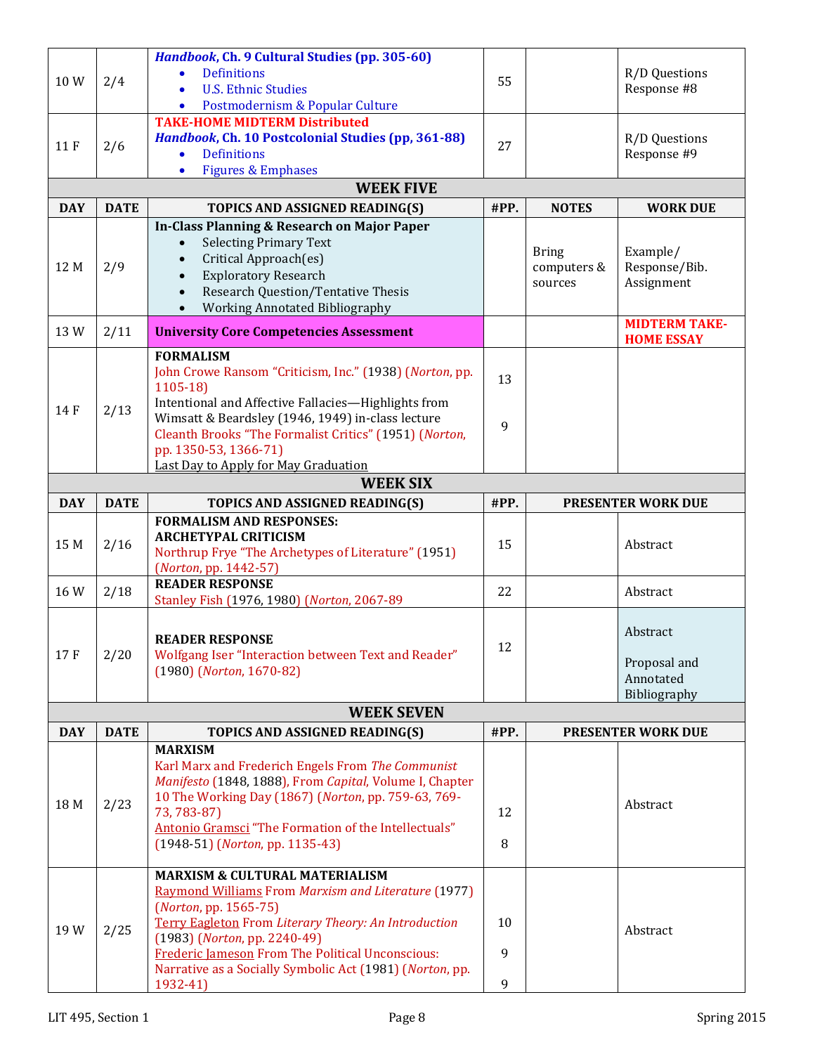| DAY | DATE | TOPICS AND ASSIGNED READING(S) | #PP. | NOTES | WORK DUE |
|---|---|---|---|---|---|
| 10 W | 2/4 | ***Handbook*, Ch. 9 Cultural Studies (pp. 305-60)**<br>• Definitions<br>• U.S. Ethnic Studies<br>• Postmodernism & Popular Culture | 55 | | R/D Questions Response #8 |
| 11 F | 2/6 | **TAKE-HOME MIDTERM Distributed**<br>***Handbook*, Ch. 10 Postcolonial Studies (pp, 361-88)**<br>• Definitions<br>• Figures & Emphases | 27 | | R/D Questions Response #9 |

## WEEK FIVE

| DAY | DATE | TOPICS AND ASSIGNED READING(S) | #PP. | NOTES | WORK DUE |
|---|---|---|---|---|---|
| 12 M | 2/9 | **In-Class Planning & Research on Major Paper**<br>• Selecting Primary Text<br>• Critical Approach(es)<br>• Exploratory Research<br>• Research Question/Tentative Thesis<br>• Working Annotated Bibliography | | Bring computers & sources | Example/ Response/Bib. Assignment |
| 13 W | 2/11 | **University Core Competencies Assessment** | | | **MIDTERM TAKE-HOME ESSAY** |
| 14 F | 2/13 | **FORMALISM**<br>John Crowe Ransom "Criticism, Inc." (1938) (*Norton*, pp. 1105-18)<br>Intentional and Affective Fallacies—Highlights from Wimsatt & Beardsley (1946, 1949) in-class lecture<br>Cleanth Brooks "The Formalist Critics" (1951) (*Norton*, pp. 1350-53, 1366-71)<br>Last Day to Apply for May Graduation | 13<br><br>9 | | |

## WEEK SIX

| DAY | DATE | TOPICS AND ASSIGNED READING(S) | #PP. | PRESENTER | WORK DUE |
|---|---|---|---|---|---|
| 15 M | 2/16 | **FORMALISM AND RESPONSES:**<br>**ARCHETYPAL CRITICISM**<br>Northrup Frye "The Archetypes of Literature" (1951) (*Norton*, pp. 1442-57) | 15 | | Abstract |
| 16 W | 2/18 | **READER RESPONSE**<br>Stanley Fish (1976, 1980) (*Norton*, 2067-89 | 22 | | Abstract |
| 17 F | 2/20 | **READER RESPONSE**<br>Wolfgang Iser "Interaction between Text and Reader" (1980) (*Norton*, 1670-82) | 12 | | Abstract<br><br>Proposal and Annotated Bibliography |

## WEEK SEVEN

| DAY | DATE | TOPICS AND ASSIGNED READING(S) | #PP. | PRESENTER | WORK DUE |
|---|---|---|---|---|---|
| 18 M | 2/23 | **MARXISM**<br>Karl Marx and Frederich Engels From *The Communist Manifesto* (1848, 1888), From *Capital*, Volume I, Chapter 10 The Working Day (1867) (*Norton*, pp. 759-63, 769-73, 783-87)<br>Antonio Gramsci "The Formation of the Intellectuals" (1948-51) (*Norton*, pp. 1135-43) | 12<br><br>8 | | Abstract |
| 19 W | 2/25 | **MARXISM & CULTURAL MATERIALISM**<br>Raymond Williams From *Marxism and Literature* (1977) (*Norton*, pp. 1565-75)<br>Terry Eagleton From *Literary Theory: An Introduction* (1983) (*Norton*, pp. 2240-49)<br>Frederic Jameson From The Political Unconscious: Narrative as a Socially Symbolic Act (1981) (*Norton*, pp. 1932-41) | 10<br><br>9<br><br>9 | | Abstract |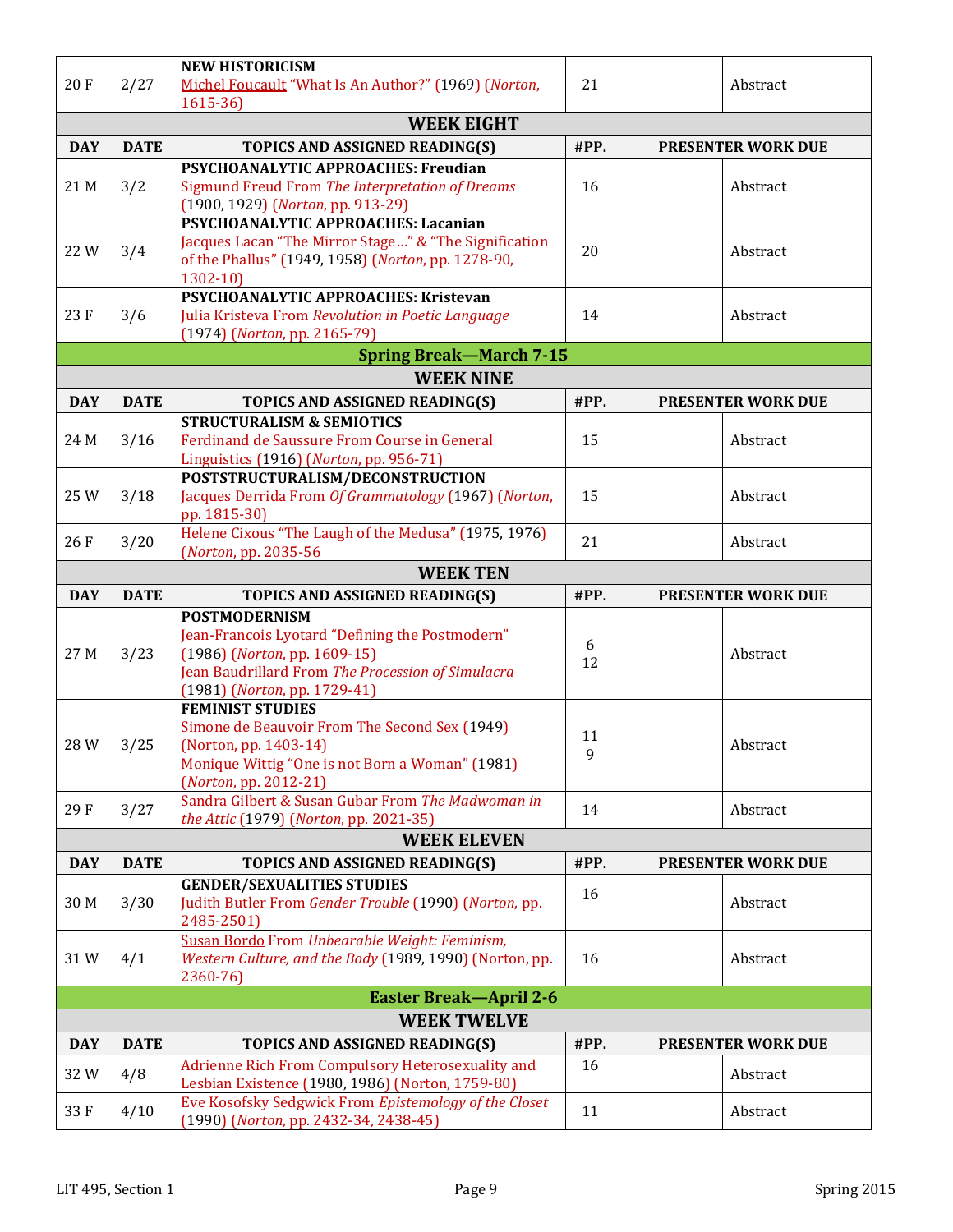| DAY | DATE | TOPICS AND ASSIGNED READING(S) | #PP. | PRESENTER WORK DUE | |
|---|---|---|---|---|---|
| 20 F | 2/27 | **NEW HISTORICISM** Michel Foucault "What Is An Author?" (1969) (*Norton*, 1615-36) | 21 | | Abstract |
| **WEEK EIGHT** | | | | | |
| **DAY** | **DATE** | **TOPICS AND ASSIGNED READING(S)** | **#PP.** | **PRESENTER WORK DUE** | |
| 21 M | 3/2 | **PSYCHOANALYTIC APPROACHES: Freudian** Sigmund Freud From *The Interpretation of Dreams* (1900, 1929) (*Norton*, pp. 913-29) | 16 | | Abstract |
| 22 W | 3/4 | **PSYCHOANALYTIC APPROACHES: Lacanian** Jacques Lacan "The Mirror Stage…" & "The Signification of the Phallus" (1949, 1958) (*Norton*, pp. 1278-90, 1302-10) | 20 | | Abstract |
| 23 F | 3/6 | **PSYCHOANALYTIC APPROACHES: Kristevan** Julia Kristeva From *Revolution in Poetic Language* (1974) (*Norton*, pp. 2165-79) | 14 | | Abstract |
| **Spring Break—March 7-15** | | | | | |
| **WEEK NINE** | | | | | |
| **DAY** | **DATE** | **TOPICS AND ASSIGNED READING(S)** | **#PP.** | **PRESENTER WORK DUE** | |
| 24 M | 3/16 | **STRUCTURALISM & SEMIOTICS** Ferdinand de Saussure From Course in General Linguistics (1916) (*Norton*, pp. 956-71) | 15 | | Abstract |
| 25 W | 3/18 | **POSTSTRUCTURALISM/DECONSTRUCTION** Jacques Derrida From *Of Grammatology* (1967) (*Norton*, pp. 1815-30) | 15 | | Abstract |
| 26 F | 3/20 | Helene Cixous "The Laugh of the Medusa" (1975, 1976) (*Norton*, pp. 2035-56 | 21 | | Abstract |
| **WEEK TEN** | | | | | |
| **DAY** | **DATE** | **TOPICS AND ASSIGNED READING(S)** | **#PP.** | **PRESENTER WORK DUE** | |
| 27 M | 3/23 | **POSTMODERNISM** Jean-Francois Lyotard "Defining the Postmodern" (1986) (*Norton*, pp. 1609-15) Jean Baudrillard From *The Procession of Simulacra* (1981) (*Norton*, pp. 1729-41) | 6 12 | | Abstract |
| 28 W | 3/25 | **FEMINIST STUDIES** Simone de Beauvoir From The Second Sex (1949) (Norton, pp. 1403-14) Monique Wittig "One is not Born a Woman" (1981) (*Norton*, pp. 2012-21) | 11 9 | | Abstract |
| 29 F | 3/27 | Sandra Gilbert & Susan Gubar From *The Madwoman in the Attic* (1979) (*Norton*, pp. 2021-35) | 14 | | Abstract |
| **WEEK ELEVEN** | | | | | |
| **DAY** | **DATE** | **TOPICS AND ASSIGNED READING(S)** | **#PP.** | **PRESENTER WORK DUE** | |
| 30 M | 3/30 | **GENDER/SEXUALITIES STUDIES** Judith Butler From *Gender Trouble* (1990) (*Norton*, pp. 2485-2501) | 16 | | Abstract |
| 31 W | 4/1 | Susan Bordo From *Unbearable Weight: Feminism, Western Culture, and the Body* (1989, 1990) (Norton, pp. 2360-76) | 16 | | Abstract |
| **Easter Break—April 2-6** | | | | | |
| **WEEK TWELVE** | | | | | |
| **DAY** | **DATE** | **TOPICS AND ASSIGNED READING(S)** | **#PP.** | **PRESENTER WORK DUE** | |
| 32 W | 4/8 | Adrienne Rich From Compulsory Heterosexuality and Lesbian Existence (1980, 1986) (Norton, 1759-80) | 16 | | Abstract |
| 33 F | 4/10 | Eve Kosofsky Sedgwick From *Epistemology of the Closet* (1990) (*Norton*, pp. 2432-34, 2438-45) | 11 | | Abstract |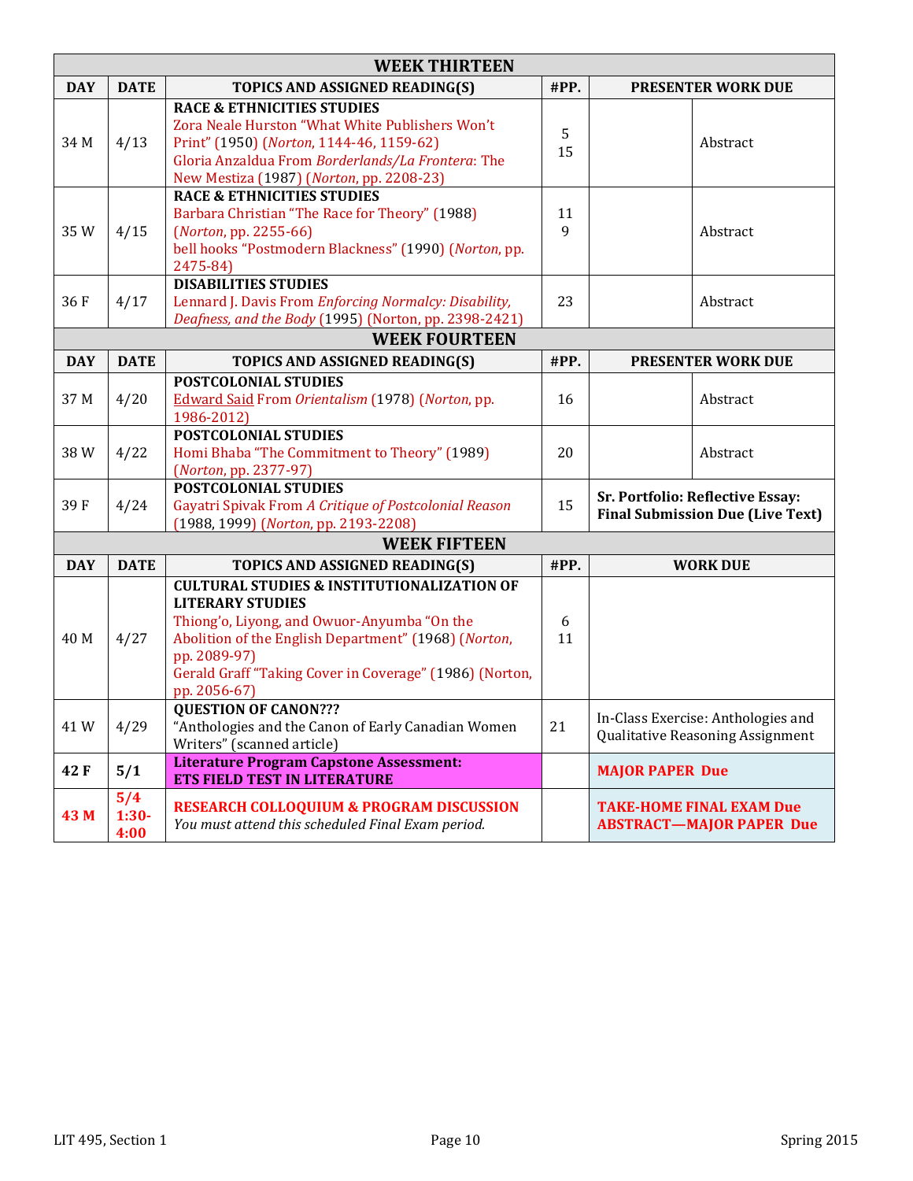| WEEK THIRTEEN | | | | | |
|---|---|---|---|---|---|
| **DAY** | **DATE** | **TOPICS AND ASSIGNED READING(S)** | **#PP.** | **PRESENTER WORK DUE** | |
| 34 M | 4/13 | **RACE & ETHNICITIES STUDIES** Zora Neale Hurston "What White Publishers Won't Print" (1950) (*Norton*, 1144-46, 1159-62) Gloria Anzaldua From *Borderlands/La Frontera*: The New Mestiza (1987) (*Norton*, pp. 2208-23) | 5 15 | | Abstract |
| 35 W | 4/15 | **RACE & ETHNICITIES STUDIES** Barbara Christian "The Race for Theory" (1988) (*Norton*, pp. 2255-66) bell hooks "Postmodern Blackness" (1990) (*Norton*, pp. 2475-84) | 11 9 | | Abstract |
| 36 F | 4/17 | **DISABILITIES STUDIES** Lennard J. Davis From *Enforcing Normalcy: Disability, Deafness, and the Body* (1995) (Norton, pp. 2398-2421) | 23 | | Abstract |
| **WEEK FOURTEEN** | | | | | |
| **DAY** | **DATE** | **TOPICS AND ASSIGNED READING(S)** | **#PP.** | **PRESENTER WORK DUE** | |
| 37 M | 4/20 | **POSTCOLONIAL STUDIES** Edward Said From *Orientalism* (1978) (*Norton*, pp. 1986-2012) | 16 | | Abstract |
| 38 W | 4/22 | **POSTCOLONIAL STUDIES** Homi Bhaba "The Commitment to Theory" (1989) (*Norton*, pp. 2377-97) | 20 | | Abstract |
| 39 F | 4/24 | **POSTCOLONIAL STUDIES** Gayatri Spivak From *A Critique of Postcolonial Reason* (1988, 1999) (*Norton*, pp. 2193-2208) | 15 | **Sr. Portfolio: Reflective Essay: Final Submission Due (Live Text)** | |
| **WEEK FIFTEEN** | | | | | |
| **DAY** | **DATE** | **TOPICS AND ASSIGNED READING(S)** | **#PP.** | **WORK DUE** | |
| 40 M | 4/27 | **CULTURAL STUDIES & INSTITUTIONALIZATION OF LITERARY STUDIES** Thiong'o, Liyong, and Owuor-Anyumba "On the Abolition of the English Department" (1968) (*Norton*, pp. 2089-97) Gerald Graff "Taking Cover in Coverage" (1986) (Norton, pp. 2056-67) | 6 11 | | |
| 41 W | 4/29 | **QUESTION OF CANON???** "Anthologies and the Canon of Early Canadian Women Writers" (scanned article) | 21 | In-Class Exercise: Anthologies and Qualitative Reasoning Assignment | |
| **42 F** | **5/1** | **Literature Program Capstone Assessment: ETS FIELD TEST IN LITERATURE** | | **MAJOR PAPER Due** | |
| **43 M** | **5/4 1:30-4:00** | **RESEARCH COLLOQUIUM & PROGRAM DISCUSSION** *You must attend this scheduled Final Exam period.* | | **TAKE-HOME FINAL EXAM Due ABSTRACT—MAJOR PAPER Due** | |